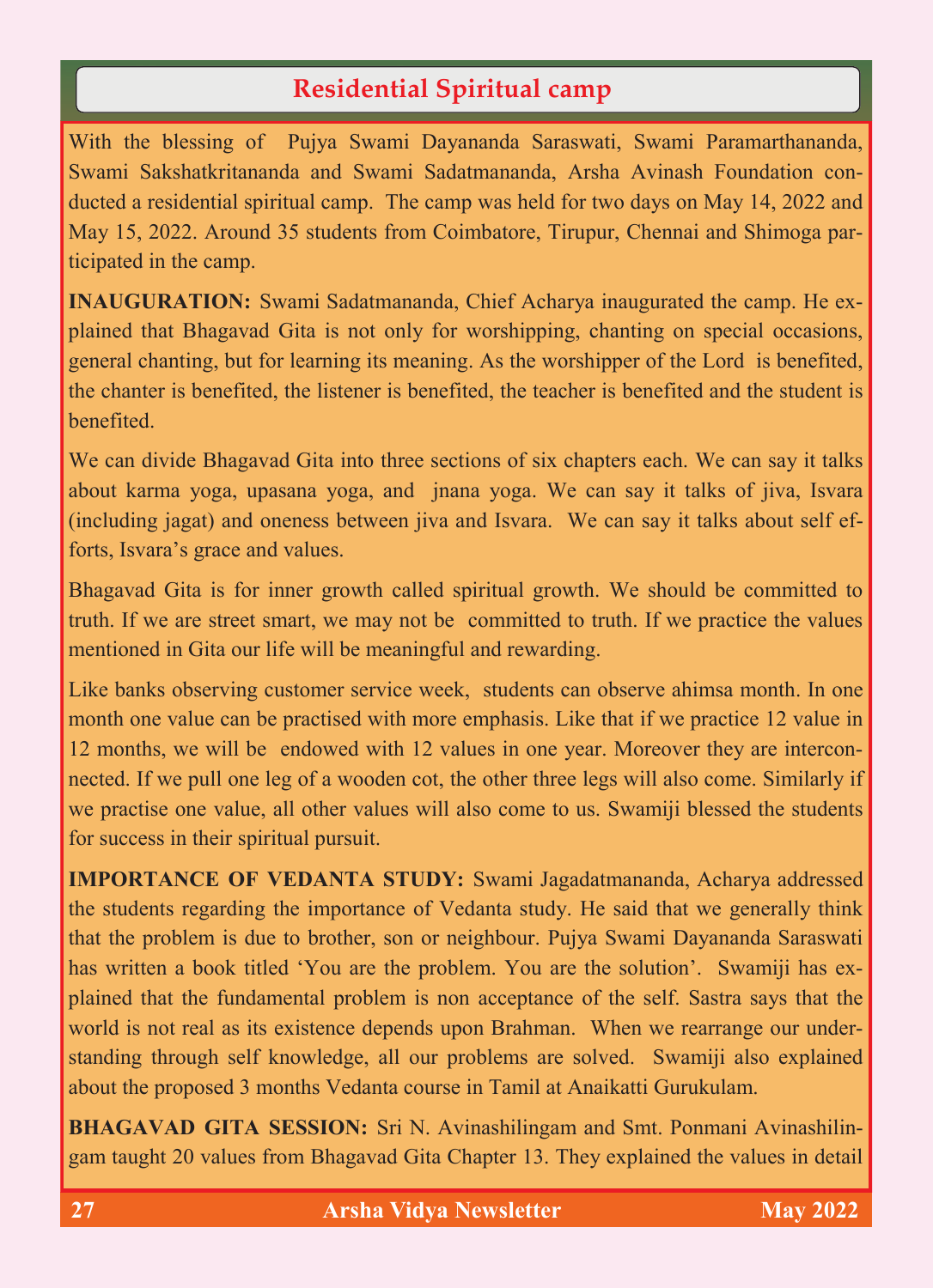## Residential Spiritual camp

With the blessing of Pujya Swami Dayananda Saraswati, Swami Paramarthananda, Swami Sakshatkritananda and Swami Sadatmananda, Arsha Avinash Foundation conducted a residential spiritual camp. The camp was held for two days on May 14, 2022 and May 15, 2022. Around 35 students from Coimbatore, Tirupur, Chennai and Shimoga participated in the camp.

**INAUGURATION:** Swami Sadatmananda, Chief Acharya inaugurated the camp. He explained that Bhagavad Gita is not only for worshipping, chanting on special occasions, general chanting, but for learning its meaning. As the worshipper of the Lord is benefited, the chanter is benefited, the listener is benefited, the teacher is benefited and the student is benefited.

We can divide Bhagavad Gita into three sections of six chapters each. We can say it talks about karma yoga, upasana yoga, and jnana yoga. We can say it talks of jiva, Isvara (including jagat) and oneness between jiva and Isvara. We can say it talks about self efforts, Isvara's grace and values.

Bhagavad Gita is for inner growth called spiritual growth. We should be committed to truth. If we are street smart, we may not be committed to truth. If we practice the values mentioned in Gita our life will be meaningful and rewarding.

Like banks observing customer service week, students can observe ahimsa month. In one month one value can be practised with more emphasis. Like that if we practice 12 value in 12 months, we will be endowed with 12 values in one year. Moreover they are interconnected. If we pull one leg of a wooden cot, the other three legs will also come. Similarly if we practise one value, all other values will also come to us. Swamiji blessed the students for success in their spiritual pursuit.

**IMPORTANCE OF VEDANTA STUDY:** Swami Jagadatmananda, Acharya addressed the students regarding the importance of Vedanta study. He said that we generally think that the problem is due to brother, son or neighbour. Pujya Swami Dayananda Saraswati has written a book titled 'You are the problem. You are the solution'. Swamiji has explained that the fundamental problem is non acceptance of the self. Sastra says that the world is not real as its existence depends upon Brahman. When we rearrange our understanding through self knowledge, all our problems are solved. Swamiji also explained about the proposed 3 months Vedanta course in Tamil at Anaikatti Gurukulam.

**BHAGAVAD GITA SESSION:** Sri N. Avinashilingam and Smt. Ponmani Avinashilingam taught 20 values from Bhagavad Gita Chapter 13. They explained the values in detail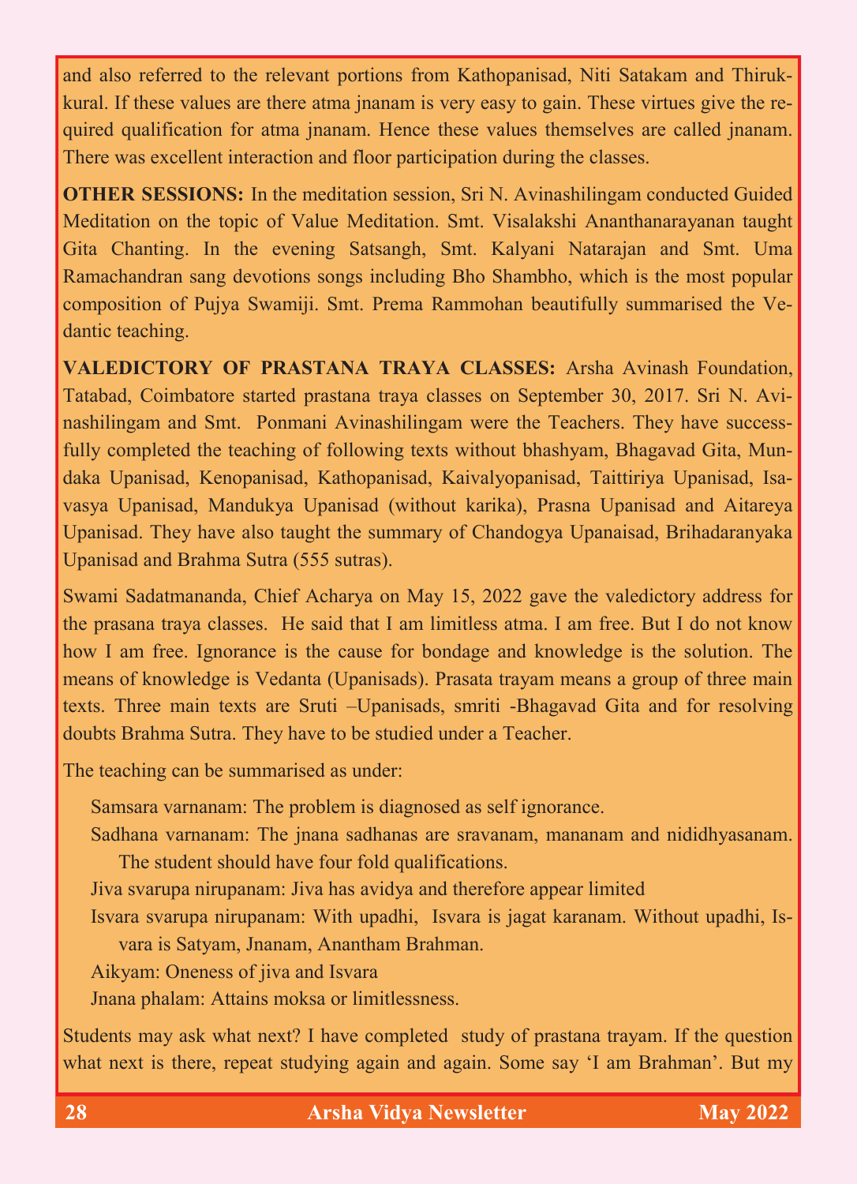and also referred to the relevant portions from Kathopanisad, Niti Satakam and Thirukkural. If these values are there atma jnanam is very easy to gain. These virtues give the required qualification for atma jnanam. Hence these values themselves are called jnanam. There was excellent interaction and floor participation during the classes.

**OTHER SESSIONS:** In the meditation session, Sri N. Avinashilingam conducted Guided Meditation on the topic of Value Meditation. Smt. Visalakshi Ananthanarayanan taught Gita Chanting. In the evening Satsangh, Smt. Kalyani Natarajan and Smt. Uma Ramachandran sang devotions songs including Bho Shambho, which is the most popular composition of Pujya Swamiji. Smt. Prema Rammohan beautifully summarised the Vedantic teaching.

**VALEDICTORY OF PRASTANA TRAYA CLASSES:** Arsha Avinash Foundation, Tatabad, Coimbatore started prastana traya classes on September 30, 2017. Sri N. Avinashilingam and Smt. Ponmani Avinashilingam were the Teachers. They have successfully completed the teaching of following texts without bhashyam, Bhagavad Gita, Mundaka Upanisad, Kenopanisad, Kathopanisad, Kaivalyopanisad, Taittiriya Upanisad, Isavasya Upanisad, Mandukya Upanisad (without karika), Prasna Upanisad and Aitareya Upanisad. They have also taught the summary of Chandogya Upanaisad, Brihadaranyaka Upanisad and Brahma Sutra (555 sutras).

Swami Sadatmananda, Chief Acharya on May 15, 2022 gave the valedictory address for the prasana traya classes. He said that I am limitless atma. I am free. But I do not know how I am free. Ignorance is the cause for bondage and knowledge is the solution. The means of knowledge is Vedanta (Upanisads). Prasata trayam means a group of three main texts. Three main texts are Sruti –Upanisads, smriti -Bhagavad Gita and for resolving doubts Brahma Sutra. They have to be studied under a Teacher.

The teaching can be summarised as under:

Samsara varnanam: The problem is diagnosed as self ignorance.

Sadhana varnanam: The jnana sadhanas are sravanam, mananam and nididhyasanam. The student should have four fold qualifications.

Jiva svarupa nirupanam: Jiva has avidya and therefore appear limited

Isvara svarupa nirupanam: With upadhi, Isvara is jagat karanam. Without upadhi, Isvara is Satyam, Jnanam, Anantham Brahman.

Aikyam: Oneness of jiva and Isvara

Jnana phalam: Attains moksa or limitlessness.

Students may ask what next? I have completed study of prastana trayam. If the question what next is there, repeat studying again and again. Some say 'I am Brahman'. But my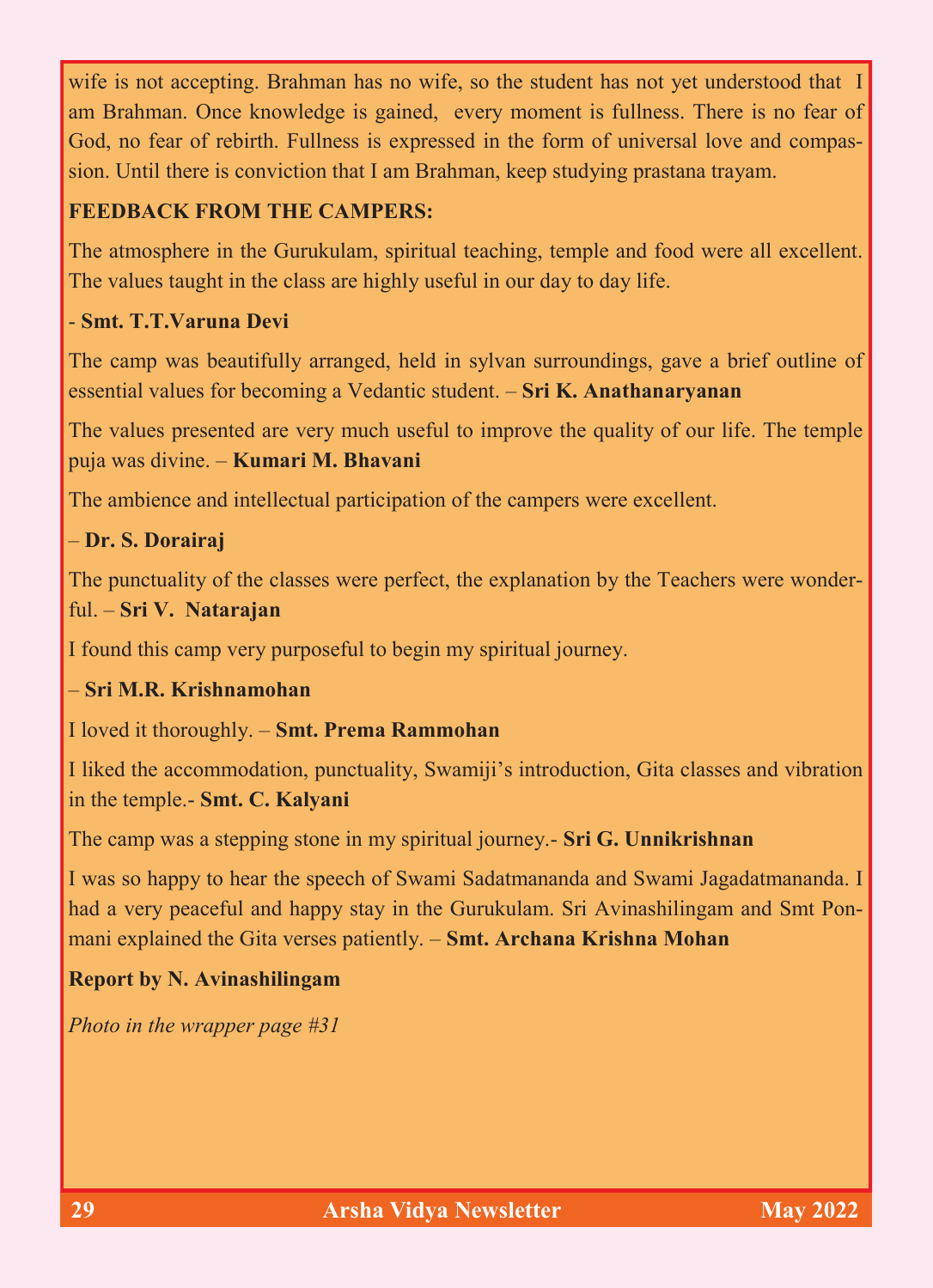wife is not accepting. Brahman has no wife, so the student has not yet understood that I am Brahman. Once knowledge is gained, every moment is fullness. There is no fear of God, no fear of rebirth. Fullness is expressed in the form of universal love and compassion. Until there is conviction that I am Brahman, keep studying prastana trayam.

**FEEDBACK FROM THE CAMPERS:**

The atmosphere in the Gurukulam, spiritual teaching, temple and food were all excellent. The values taught in the class are highly useful in our day to day life.

- **Smt. T.T.Varuna Devi**

The camp was beautifully arranged, held in sylvan surroundings, gave a brief outline of essential values for becoming a Vedantic student. – **Sri K. Anathanaryanan**

The values presented are very much useful to improve the quality of our life. The temple puja was divine. – **Kumari M. Bhavani**

The ambience and intellectual participation of the campers were excellent.

– **Dr. S. Dorairaj**

The punctuality of the classes were perfect, the explanation by the Teachers were wonderful. – **Sri V. Natarajan**

I found this camp very purposeful to begin my spiritual journey.

– **Sri M.R. Krishnamohan**

I loved it thoroughly. – **Smt. Prema Rammohan**

I liked the accommodation, punctuality, Swamiji's introduction, Gita classes and vibration in the temple.- **Smt. C. Kalyani**

The camp was a stepping stone in my spiritual journey.- **Sri G. Unnikrishnan**

I was so happy to hear the speech of Swami Sadatmananda and Swami Jagadatmananda. I had a very peaceful and happy stay in the Gurukulam. Sri Avinashilingam and Smt Ponmani explained the Gita verses patiently. – **Smt. Archana Krishna Mohan**

**Report by N. Avinashilingam**

*Photo in the wrapper page #31*